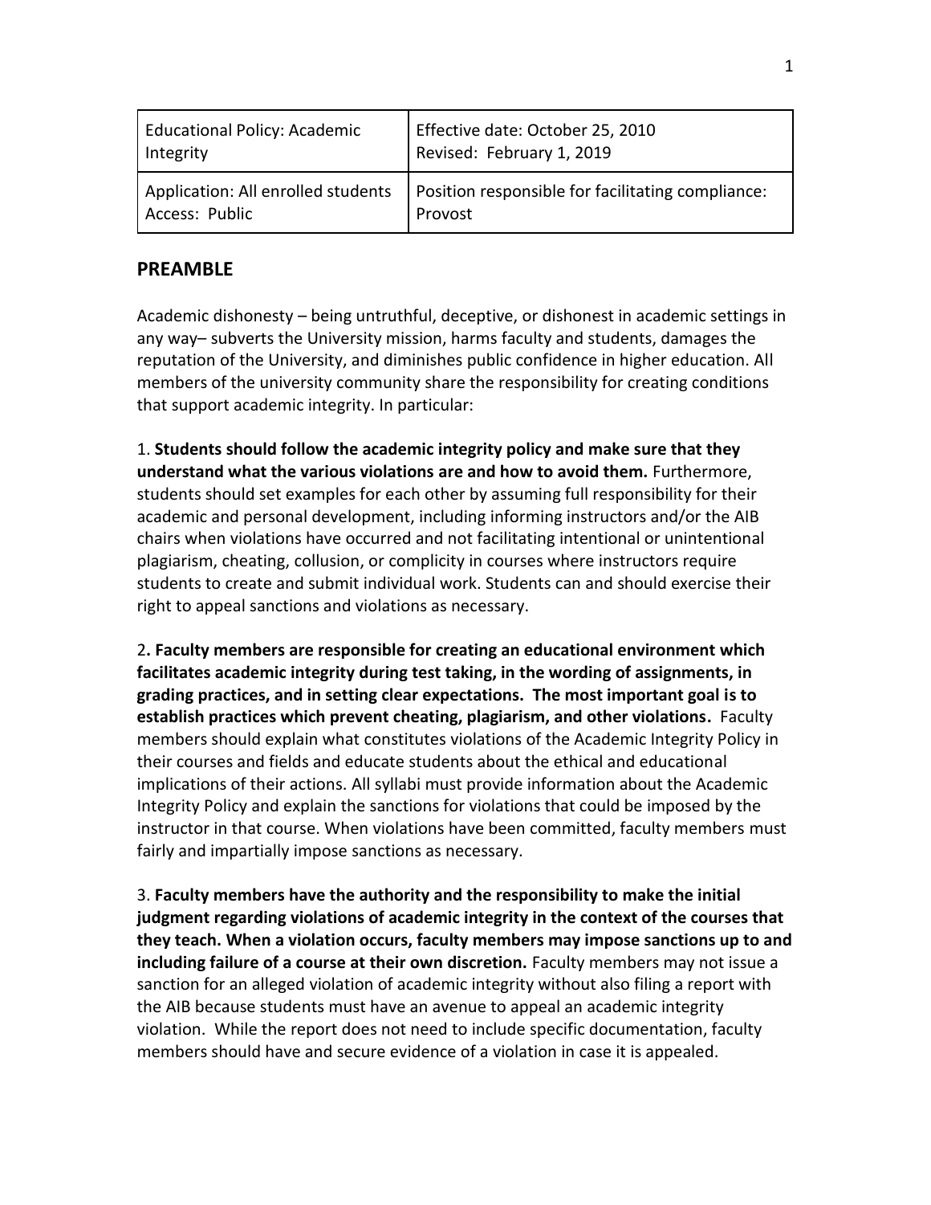| Educational Policy: Academic Integrity | Effective date: October 25, 2010<br>Revised: February 1, 2019 |
|---|---|
| Application: All enrolled students<br>Access: Public | Position responsible for facilitating compliance: Provost |

## PREAMBLE

Academic dishonesty – being untruthful, deceptive, or dishonest in academic settings in any way– subverts the University mission, harms faculty and students, damages the reputation of the University, and diminishes public confidence in higher education. All members of the university community share the responsibility for creating conditions that support academic integrity. In particular:

1. **Students should follow the academic integrity policy and make sure that they understand what the various violations are and how to avoid them.** Furthermore, students should set examples for each other by assuming full responsibility for their academic and personal development, including informing instructors and/or the AIB chairs when violations have occurred and not facilitating intentional or unintentional plagiarism, cheating, collusion, or complicity in courses where instructors require students to create and submit individual work. Students can and should exercise their right to appeal sanctions and violations as necessary.

2**. Faculty members are responsible for creating an educational environment which facilitates academic integrity during test taking, in the wording of assignments, in grading practices, and in setting clear expectations. The most important goal is to establish practices which prevent cheating, plagiarism, and other violations.** Faculty members should explain what constitutes violations of the Academic Integrity Policy in their courses and fields and educate students about the ethical and educational implications of their actions. All syllabi must provide information about the Academic Integrity Policy and explain the sanctions for violations that could be imposed by the instructor in that course. When violations have been committed, faculty members must fairly and impartially impose sanctions as necessary.

3. **Faculty members have the authority and the responsibility to make the initial judgment regarding violations of academic integrity in the context of the courses that they teach. When a violation occurs, faculty members may impose sanctions up to and including failure of a course at their own discretion.** Faculty members may not issue a sanction for an alleged violation of academic integrity without also filing a report with the AIB because students must have an avenue to appeal an academic integrity violation. While the report does not need to include specific documentation, faculty members should have and secure evidence of a violation in case it is appealed.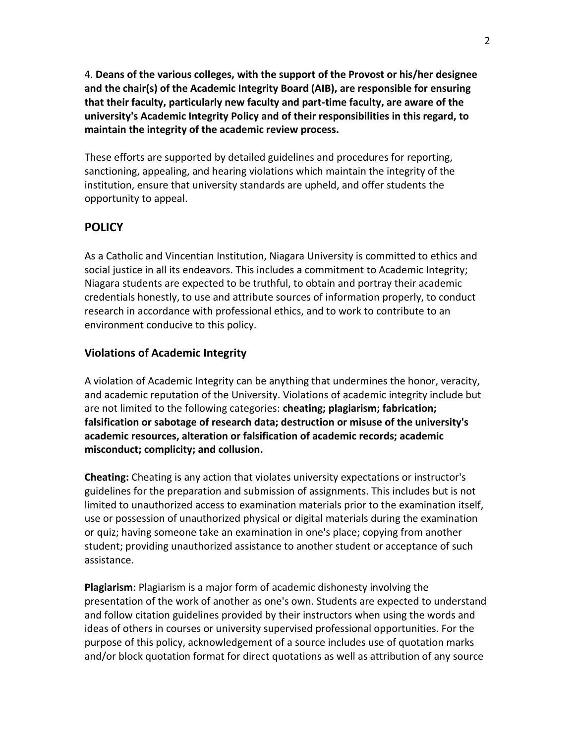4. **Deans of the various colleges, with the support of the Provost or his/her designee and the chair(s) of the Academic Integrity Board (AIB), are responsible for ensuring that their faculty, particularly new faculty and part-time faculty, are aware of the university's Academic Integrity Policy and of their responsibilities in this regard, to maintain the integrity of the academic review process.**

These efforts are supported by detailed guidelines and procedures for reporting, sanctioning, appealing, and hearing violations which maintain the integrity of the institution, ensure that university standards are upheld, and offer students the opportunity to appeal.

## POLICY

As a Catholic and Vincentian Institution, Niagara University is committed to ethics and social justice in all its endeavors. This includes a commitment to Academic Integrity; Niagara students are expected to be truthful, to obtain and portray their academic credentials honestly, to use and attribute sources of information properly, to conduct research in accordance with professional ethics, and to work to contribute to an environment conducive to this policy.

### Violations of Academic Integrity

A violation of Academic Integrity can be anything that undermines the honor, veracity, and academic reputation of the University. Violations of academic integrity include but are not limited to the following categories: **cheating; plagiarism; fabrication; falsification or sabotage of research data; destruction or misuse of the university's academic resources, alteration or falsification of academic records; academic misconduct; complicity; and collusion.**

**Cheating:** Cheating is any action that violates university expectations or instructor's guidelines for the preparation and submission of assignments. This includes but is not limited to unauthorized access to examination materials prior to the examination itself, use or possession of unauthorized physical or digital materials during the examination or quiz; having someone take an examination in one's place; copying from another student; providing unauthorized assistance to another student or acceptance of such assistance.

**Plagiarism**: Plagiarism is a major form of academic dishonesty involving the presentation of the work of another as one's own. Students are expected to understand and follow citation guidelines provided by their instructors when using the words and ideas of others in courses or university supervised professional opportunities. For the purpose of this policy, acknowledgement of a source includes use of quotation marks and/or block quotation format for direct quotations as well as attribution of any source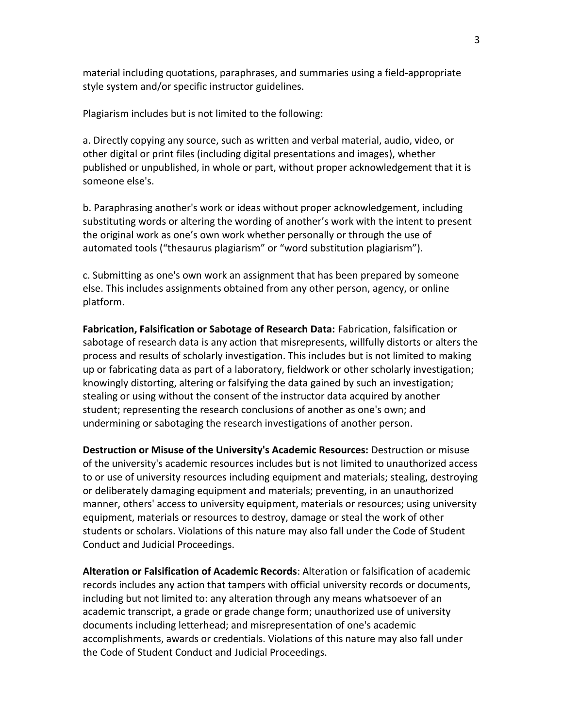material including quotations, paraphrases, and summaries using a field-appropriate style system and/or specific instructor guidelines.

Plagiarism includes but is not limited to the following:

a. Directly copying any source, such as written and verbal material, audio, video, or other digital or print files (including digital presentations and images), whether published or unpublished, in whole or part, without proper acknowledgement that it is someone else's.

b. Paraphrasing another's work or ideas without proper acknowledgement, including substituting words or altering the wording of another's work with the intent to present the original work as one's own work whether personally or through the use of automated tools ("thesaurus plagiarism" or "word substitution plagiarism").

c. Submitting as one's own work an assignment that has been prepared by someone else. This includes assignments obtained from any other person, agency, or online platform.

**Fabrication, Falsification or Sabotage of Research Data:** Fabrication, falsification or sabotage of research data is any action that misrepresents, willfully distorts or alters the process and results of scholarly investigation. This includes but is not limited to making up or fabricating data as part of a laboratory, fieldwork or other scholarly investigation; knowingly distorting, altering or falsifying the data gained by such an investigation; stealing or using without the consent of the instructor data acquired by another student; representing the research conclusions of another as one's own; and undermining or sabotaging the research investigations of another person.

**Destruction or Misuse of the University's Academic Resources:** Destruction or misuse of the university's academic resources includes but is not limited to unauthorized access to or use of university resources including equipment and materials; stealing, destroying or deliberately damaging equipment and materials; preventing, in an unauthorized manner, others' access to university equipment, materials or resources; using university equipment, materials or resources to destroy, damage or steal the work of other students or scholars. Violations of this nature may also fall under the Code of Student Conduct and Judicial Proceedings.

**Alteration or Falsification of Academic Records**: Alteration or falsification of academic records includes any action that tampers with official university records or documents, including but not limited to: any alteration through any means whatsoever of an academic transcript, a grade or grade change form; unauthorized use of university documents including letterhead; and misrepresentation of one's academic accomplishments, awards or credentials. Violations of this nature may also fall under the Code of Student Conduct and Judicial Proceedings.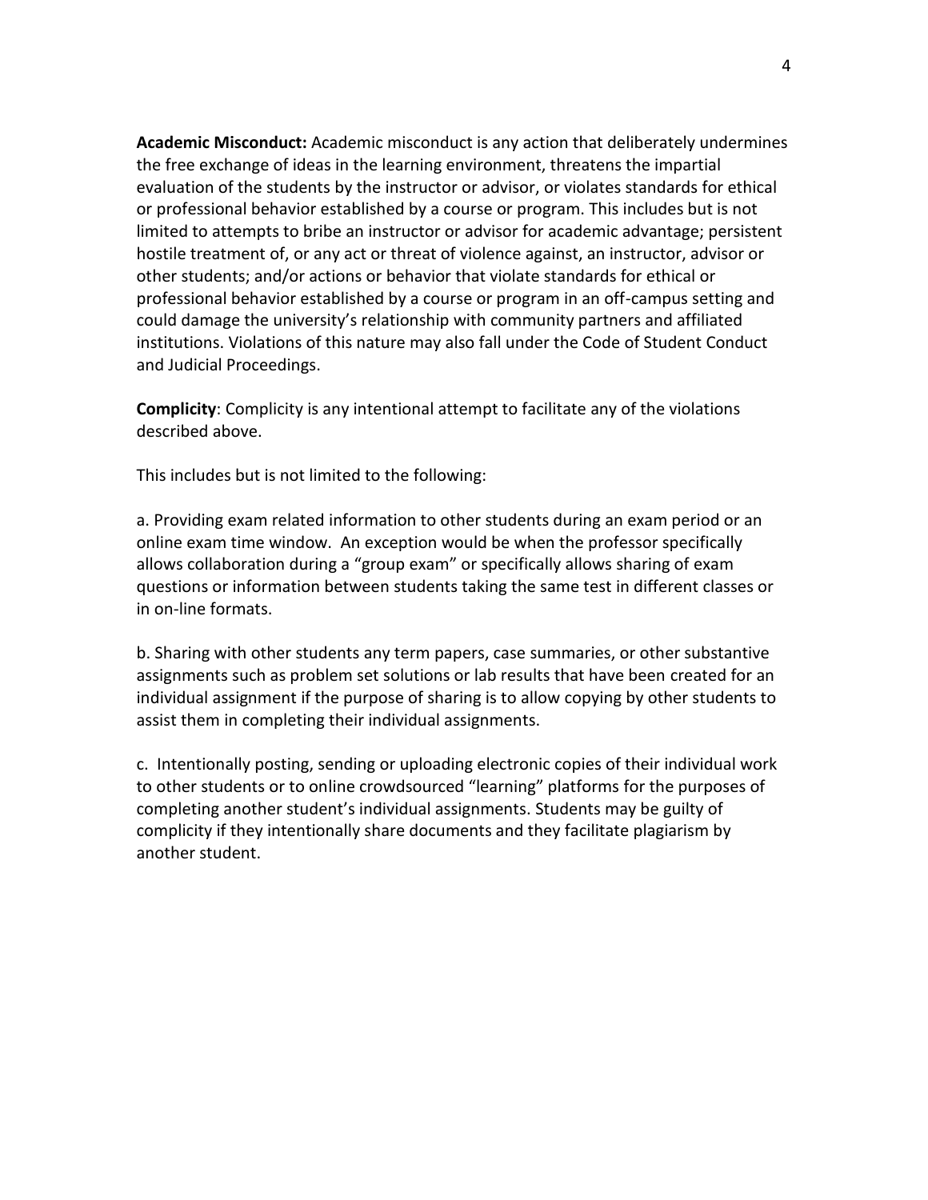**Academic Misconduct:** Academic misconduct is any action that deliberately undermines the free exchange of ideas in the learning environment, threatens the impartial evaluation of the students by the instructor or advisor, or violates standards for ethical or professional behavior established by a course or program. This includes but is not limited to attempts to bribe an instructor or advisor for academic advantage; persistent hostile treatment of, or any act or threat of violence against, an instructor, advisor or other students; and/or actions or behavior that violate standards for ethical or professional behavior established by a course or program in an off-campus setting and could damage the university's relationship with community partners and affiliated institutions. Violations of this nature may also fall under the Code of Student Conduct and Judicial Proceedings.

**Complicity**: Complicity is any intentional attempt to facilitate any of the violations described above.

This includes but is not limited to the following:

a. Providing exam related information to other students during an exam period or an online exam time window. An exception would be when the professor specifically allows collaboration during a "group exam" or specifically allows sharing of exam questions or information between students taking the same test in different classes or in on-line formats.

b. Sharing with other students any term papers, case summaries, or other substantive assignments such as problem set solutions or lab results that have been created for an individual assignment if the purpose of sharing is to allow copying by other students to assist them in completing their individual assignments.

c. Intentionally posting, sending or uploading electronic copies of their individual work to other students or to online crowdsourced "learning" platforms for the purposes of completing another student's individual assignments. Students may be guilty of complicity if they intentionally share documents and they facilitate plagiarism by another student.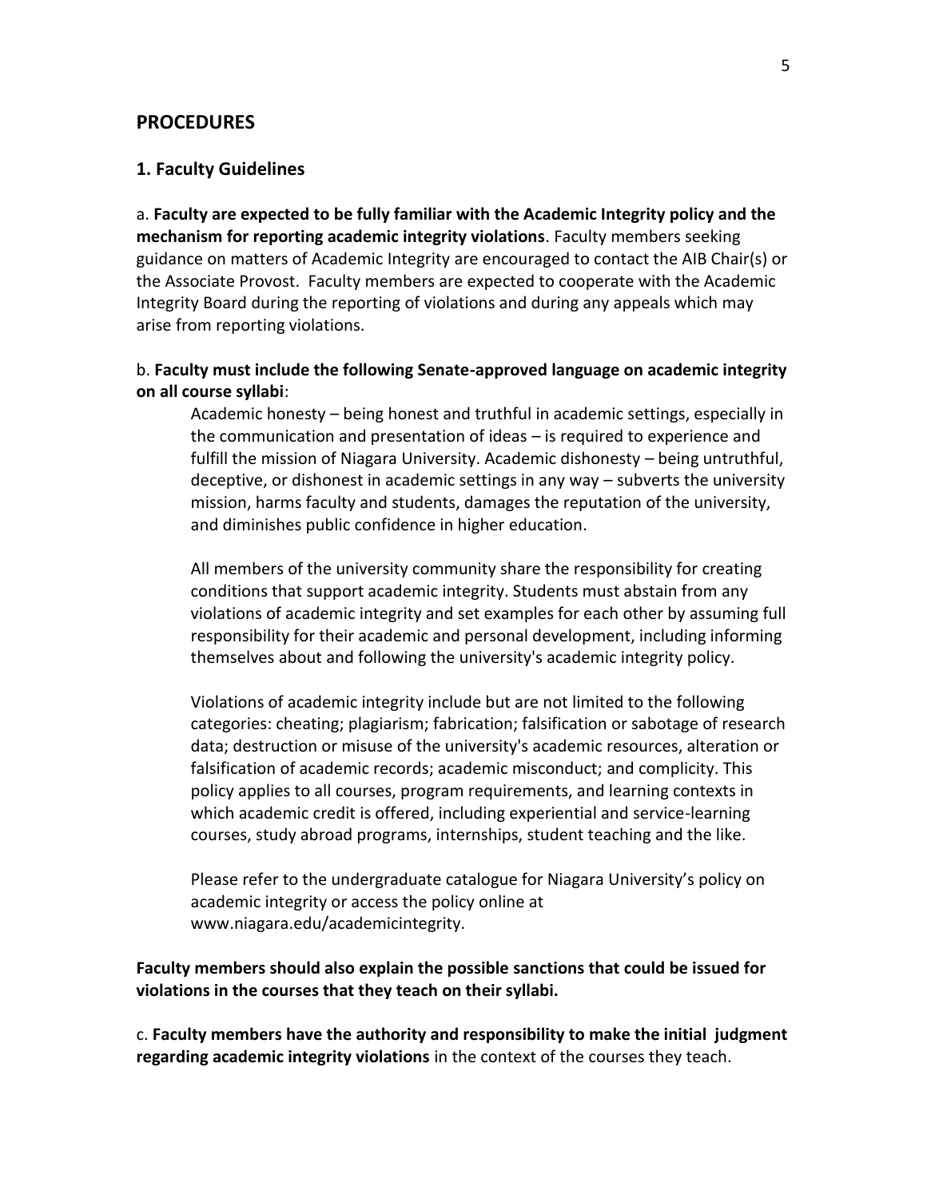## PROCEDURES

### 1. Faculty Guidelines

a. **Faculty are expected to be fully familiar with the Academic Integrity policy and the mechanism for reporting academic integrity violations**. Faculty members seeking guidance on matters of Academic Integrity are encouraged to contact the AIB Chair(s) or the Associate Provost. Faculty members are expected to cooperate with the Academic Integrity Board during the reporting of violations and during any appeals which may arise from reporting violations.

b. **Faculty must include the following Senate-approved language on academic integrity on all course syllabi**:

> Academic honesty – being honest and truthful in academic settings, especially in the communication and presentation of ideas – is required to experience and fulfill the mission of Niagara University. Academic dishonesty – being untruthful, deceptive, or dishonest in academic settings in any way – subverts the university mission, harms faculty and students, damages the reputation of the university, and diminishes public confidence in higher education.
>
> All members of the university community share the responsibility for creating conditions that support academic integrity. Students must abstain from any violations of academic integrity and set examples for each other by assuming full responsibility for their academic and personal development, including informing themselves about and following the university's academic integrity policy.
>
> Violations of academic integrity include but are not limited to the following categories: cheating; plagiarism; fabrication; falsification or sabotage of research data; destruction or misuse of the university's academic resources, alteration or falsification of academic records; academic misconduct; and complicity. This policy applies to all courses, program requirements, and learning contexts in which academic credit is offered, including experiential and service-learning courses, study abroad programs, internships, student teaching and the like.
>
> Please refer to the undergraduate catalogue for Niagara University's policy on academic integrity or access the policy online at www.niagara.edu/academicintegrity.

**Faculty members should also explain the possible sanctions that could be issued for violations in the courses that they teach on their syllabi.**

c. **Faculty members have the authority and responsibility to make the initial judgment regarding academic integrity violations** in the context of the courses they teach.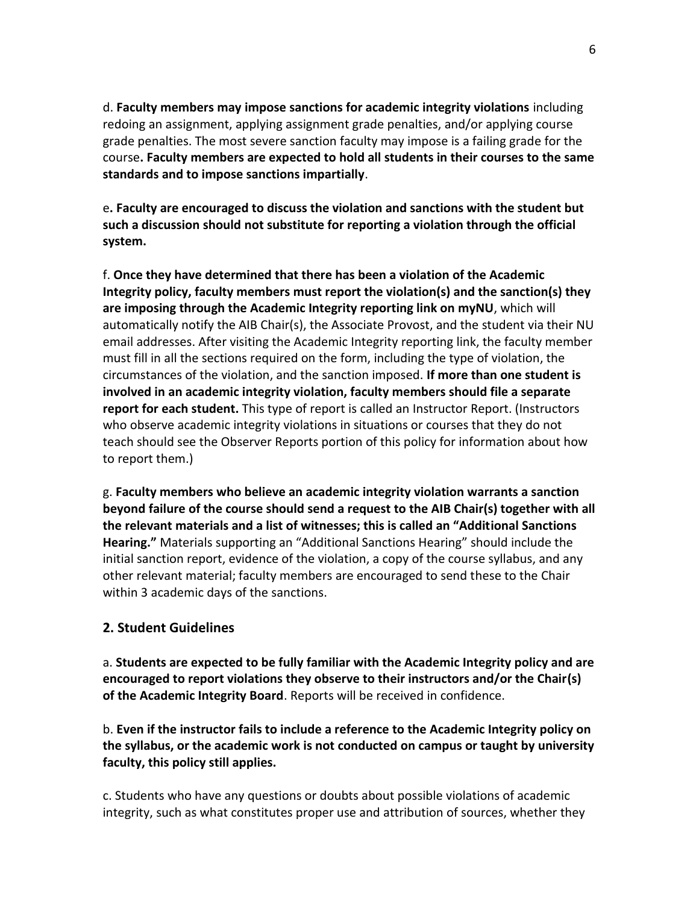d. **Faculty members may impose sanctions for academic integrity violations** including redoing an assignment, applying assignment grade penalties, and/or applying course grade penalties. The most severe sanction faculty may impose is a failing grade for the course**. Faculty members are expected to hold all students in their courses to the same standards and to impose sanctions impartially**.

e**. Faculty are encouraged to discuss the violation and sanctions with the student but such a discussion should not substitute for reporting a violation through the official system.**

f. **Once they have determined that there has been a violation of the Academic Integrity policy, faculty members must report the violation(s) and the sanction(s) they are imposing through the Academic Integrity reporting link on myNU**, which will automatically notify the AIB Chair(s), the Associate Provost, and the student via their NU email addresses. After visiting the Academic Integrity reporting link, the faculty member must fill in all the sections required on the form, including the type of violation, the circumstances of the violation, and the sanction imposed. **If more than one student is involved in an academic integrity violation, faculty members should file a separate report for each student.** This type of report is called an Instructor Report. (Instructors who observe academic integrity violations in situations or courses that they do not teach should see the Observer Reports portion of this policy for information about how to report them.)

g. **Faculty members who believe an academic integrity violation warrants a sanction beyond failure of the course should send a request to the AIB Chair(s) together with all the relevant materials and a list of witnesses; this is called an "Additional Sanctions Hearing."** Materials supporting an "Additional Sanctions Hearing" should include the initial sanction report, evidence of the violation, a copy of the course syllabus, and any other relevant material; faculty members are encouraged to send these to the Chair within 3 academic days of the sanctions.

## 2. Student Guidelines

a. **Students are expected to be fully familiar with the Academic Integrity policy and are encouraged to report violations they observe to their instructors and/or the Chair(s) of the Academic Integrity Board**. Reports will be received in confidence.

b. **Even if the instructor fails to include a reference to the Academic Integrity policy on the syllabus, or the academic work is not conducted on campus or taught by university faculty, this policy still applies.**

c. Students who have any questions or doubts about possible violations of academic integrity, such as what constitutes proper use and attribution of sources, whether they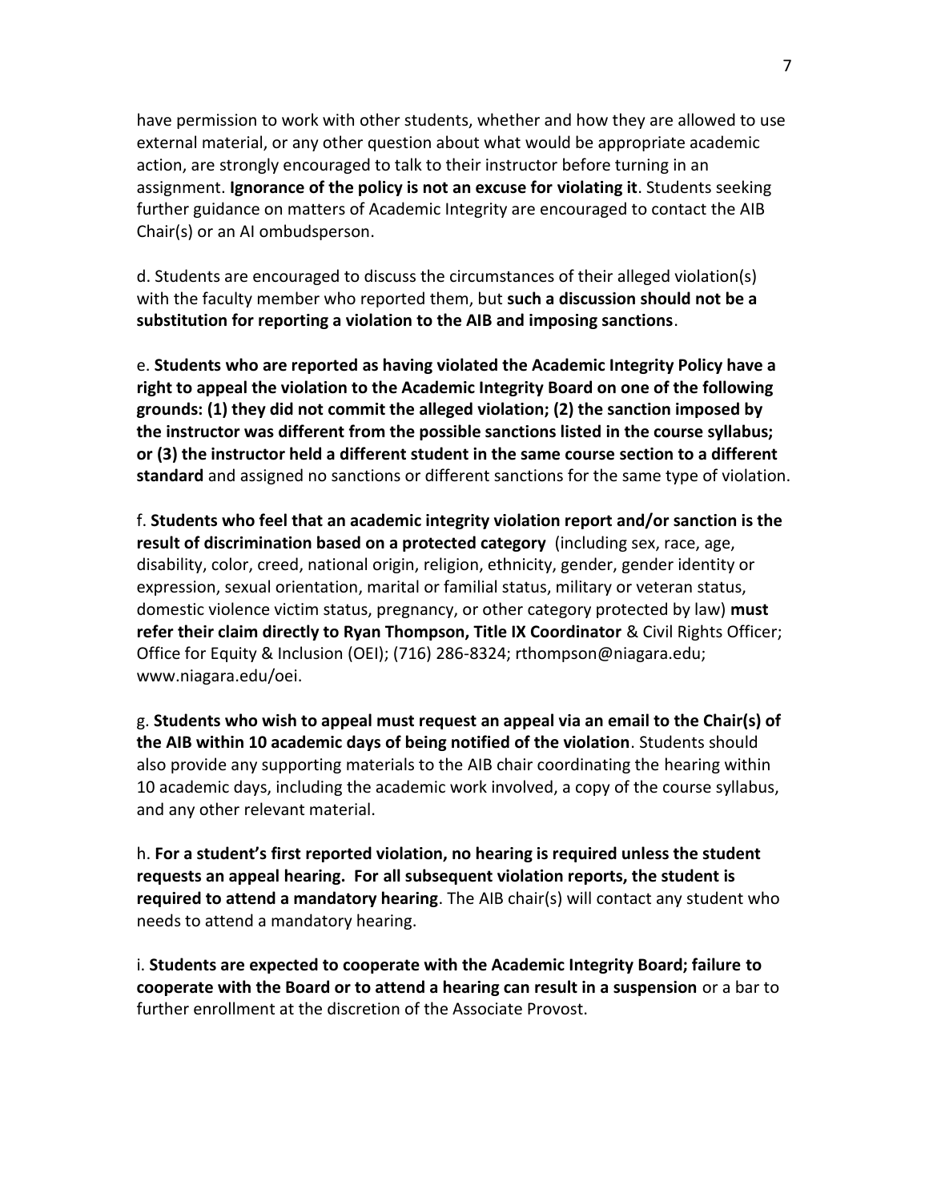have permission to work with other students, whether and how they are allowed to use external material, or any other question about what would be appropriate academic action, are strongly encouraged to talk to their instructor before turning in an assignment. **Ignorance of the policy is not an excuse for violating it**. Students seeking further guidance on matters of Academic Integrity are encouraged to contact the AIB Chair(s) or an AI ombudsperson.

d. Students are encouraged to discuss the circumstances of their alleged violation(s) with the faculty member who reported them, but **such a discussion should not be a substitution for reporting a violation to the AIB and imposing sanctions**.

e. **Students who are reported as having violated the Academic Integrity Policy have a right to appeal the violation to the Academic Integrity Board on one of the following grounds: (1) they did not commit the alleged violation; (2) the sanction imposed by the instructor was different from the possible sanctions listed in the course syllabus; or (3) the instructor held a different student in the same course section to a different standard** and assigned no sanctions or different sanctions for the same type of violation.

f. **Students who feel that an academic integrity violation report and/or sanction is the result of discrimination based on a protected category** (including sex, race, age, disability, color, creed, national origin, religion, ethnicity, gender, gender identity or expression, sexual orientation, marital or familial status, military or veteran status, domestic violence victim status, pregnancy, or other category protected by law) **must refer their claim directly to Ryan Thompson, Title IX Coordinator** & Civil Rights Officer; Office for Equity & Inclusion (OEI); (716) 286-8324; rthompson@niagara.edu; www.niagara.edu/oei.

g. **Students who wish to appeal must request an appeal via an email to the Chair(s) of the AIB within 10 academic days of being notified of the violation**. Students should also provide any supporting materials to the AIB chair coordinating the hearing within 10 academic days, including the academic work involved, a copy of the course syllabus, and any other relevant material.

h. **For a student's first reported violation, no hearing is required unless the student requests an appeal hearing. For all subsequent violation reports, the student is required to attend a mandatory hearing**. The AIB chair(s) will contact any student who needs to attend a mandatory hearing.

i. **Students are expected to cooperate with the Academic Integrity Board; failure to cooperate with the Board or to attend a hearing can result in a suspension** or a bar to further enrollment at the discretion of the Associate Provost.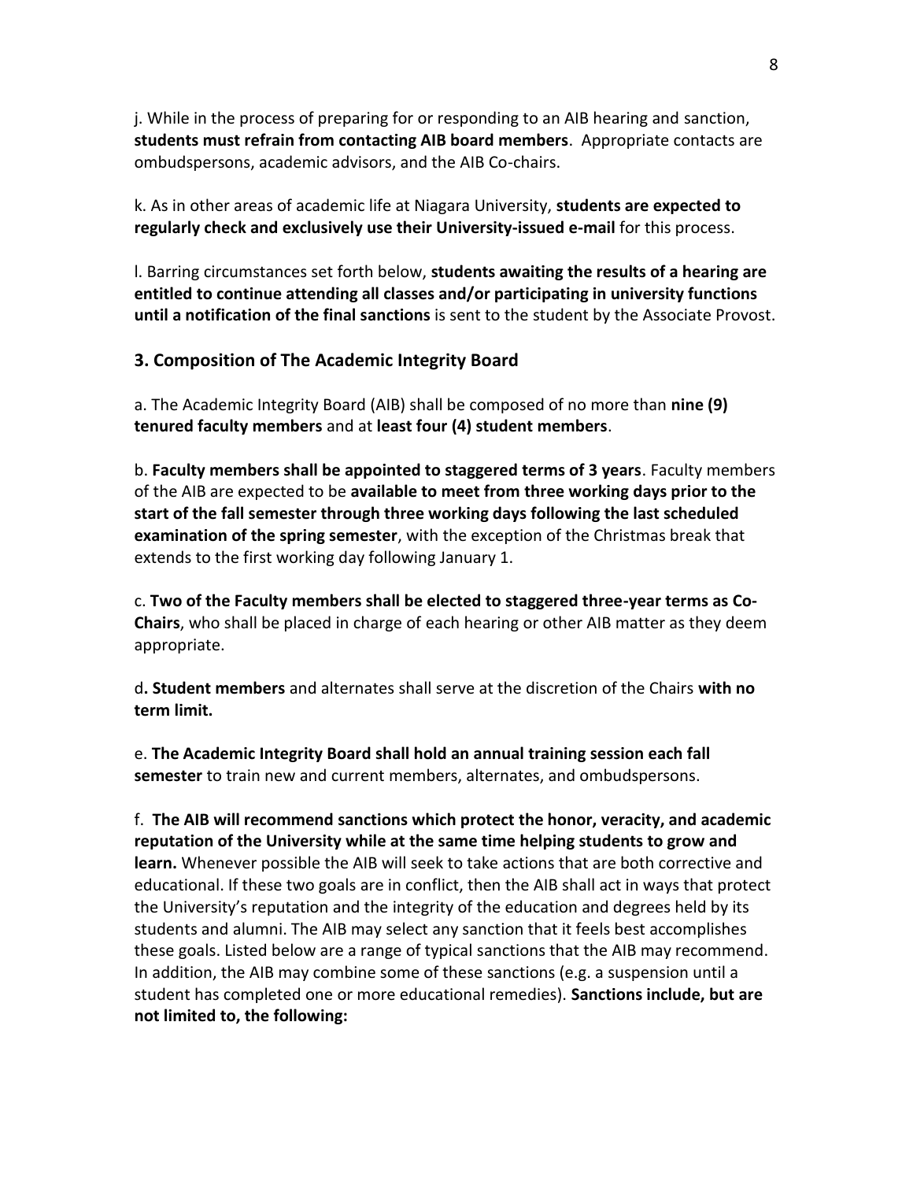j. While in the process of preparing for or responding to an AIB hearing and sanction, **students must refrain from contacting AIB board members**. Appropriate contacts are ombudspersons, academic advisors, and the AIB Co-chairs.

k. As in other areas of academic life at Niagara University, **students are expected to regularly check and exclusively use their University-issued e-mail** for this process.

l. Barring circumstances set forth below, **students awaiting the results of a hearing are entitled to continue attending all classes and/or participating in university functions until a notification of the final sanctions** is sent to the student by the Associate Provost.

## 3. Composition of The Academic Integrity Board

a. The Academic Integrity Board (AIB) shall be composed of no more than **nine (9) tenured faculty members** and at **least four (4) student members**.

b. **Faculty members shall be appointed to staggered terms of 3 years**. Faculty members of the AIB are expected to be **available to meet from three working days prior to the start of the fall semester through three working days following the last scheduled examination of the spring semester**, with the exception of the Christmas break that extends to the first working day following January 1.

c. **Two of the Faculty members shall be elected to staggered three-year terms as Co-Chairs**, who shall be placed in charge of each hearing or other AIB matter as they deem appropriate.

d**. Student members** and alternates shall serve at the discretion of the Chairs **with no term limit.**

e. **The Academic Integrity Board shall hold an annual training session each fall semester** to train new and current members, alternates, and ombudspersons.

f. **The AIB will recommend sanctions which protect the honor, veracity, and academic reputation of the University while at the same time helping students to grow and learn.** Whenever possible the AIB will seek to take actions that are both corrective and educational. If these two goals are in conflict, then the AIB shall act in ways that protect the University's reputation and the integrity of the education and degrees held by its students and alumni. The AIB may select any sanction that it feels best accomplishes these goals. Listed below are a range of typical sanctions that the AIB may recommend. In addition, the AIB may combine some of these sanctions (e.g. a suspension until a student has completed one or more educational remedies). **Sanctions include, but are not limited to, the following:**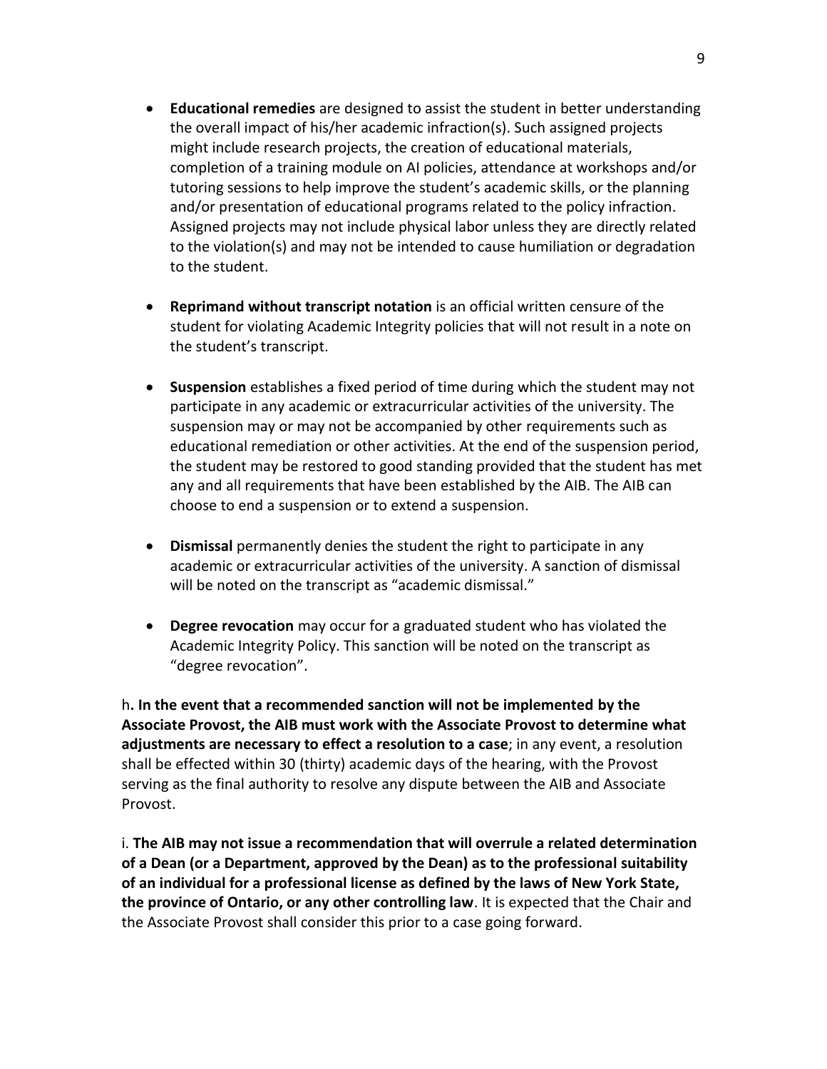- **Educational remedies** are designed to assist the student in better understanding the overall impact of his/her academic infraction(s). Such assigned projects might include research projects, the creation of educational materials, completion of a training module on AI policies, attendance at workshops and/or tutoring sessions to help improve the student's academic skills, or the planning and/or presentation of educational programs related to the policy infraction. Assigned projects may not include physical labor unless they are directly related to the violation(s) and may not be intended to cause humiliation or degradation to the student.

- **Reprimand without transcript notation** is an official written censure of the student for violating Academic Integrity policies that will not result in a note on the student's transcript.

- **Suspension** establishes a fixed period of time during which the student may not participate in any academic or extracurricular activities of the university. The suspension may or may not be accompanied by other requirements such as educational remediation or other activities. At the end of the suspension period, the student may be restored to good standing provided that the student has met any and all requirements that have been established by the AIB. The AIB can choose to end a suspension or to extend a suspension.

- **Dismissal** permanently denies the student the right to participate in any academic or extracurricular activities of the university. A sanction of dismissal will be noted on the transcript as "academic dismissal."

- **Degree revocation** may occur for a graduated student who has violated the Academic Integrity Policy. This sanction will be noted on the transcript as "degree revocation".

h**. In the event that a recommended sanction will not be implemented by the Associate Provost, the AIB must work with the Associate Provost to determine what adjustments are necessary to effect a resolution to a case**; in any event, a resolution shall be effected within 30 (thirty) academic days of the hearing, with the Provost serving as the final authority to resolve any dispute between the AIB and Associate Provost.

i. **The AIB may not issue a recommendation that will overrule a related determination of a Dean (or a Department, approved by the Dean) as to the professional suitability of an individual for a professional license as defined by the laws of New York State, the province of Ontario, or any other controlling law**. It is expected that the Chair and the Associate Provost shall consider this prior to a case going forward.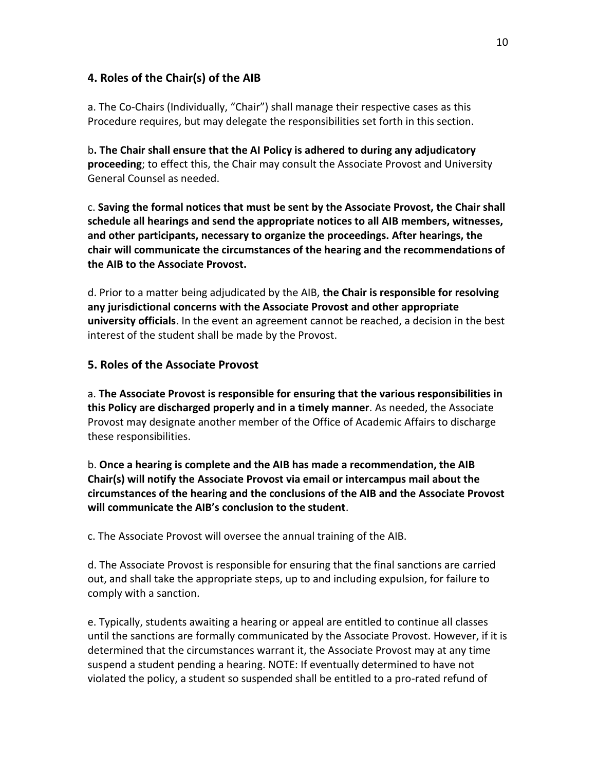## 4. Roles of the Chair(s) of the AIB

a. The Co-Chairs (Individually, "Chair") shall manage their respective cases as this Procedure requires, but may delegate the responsibilities set forth in this section.

b**. The Chair shall ensure that the AI Policy is adhered to during any adjudicatory proceeding**; to effect this, the Chair may consult the Associate Provost and University General Counsel as needed.

c. **Saving the formal notices that must be sent by the Associate Provost, the Chair shall schedule all hearings and send the appropriate notices to all AIB members, witnesses, and other participants, necessary to organize the proceedings. After hearings, the chair will communicate the circumstances of the hearing and the recommendations of the AIB to the Associate Provost.**

d. Prior to a matter being adjudicated by the AIB, **the Chair is responsible for resolving any jurisdictional concerns with the Associate Provost and other appropriate university officials**. In the event an agreement cannot be reached, a decision in the best interest of the student shall be made by the Provost.

## 5. Roles of the Associate Provost

a. **The Associate Provost is responsible for ensuring that the various responsibilities in this Policy are discharged properly and in a timely manner**. As needed, the Associate Provost may designate another member of the Office of Academic Affairs to discharge these responsibilities.

b. **Once a hearing is complete and the AIB has made a recommendation, the AIB Chair(s) will notify the Associate Provost via email or intercampus mail about the circumstances of the hearing and the conclusions of the AIB and the Associate Provost will communicate the AIB's conclusion to the student**.

c. The Associate Provost will oversee the annual training of the AIB.

d. The Associate Provost is responsible for ensuring that the final sanctions are carried out, and shall take the appropriate steps, up to and including expulsion, for failure to comply with a sanction.

e. Typically, students awaiting a hearing or appeal are entitled to continue all classes until the sanctions are formally communicated by the Associate Provost. However, if it is determined that the circumstances warrant it, the Associate Provost may at any time suspend a student pending a hearing. NOTE: If eventually determined to have not violated the policy, a student so suspended shall be entitled to a pro-rated refund of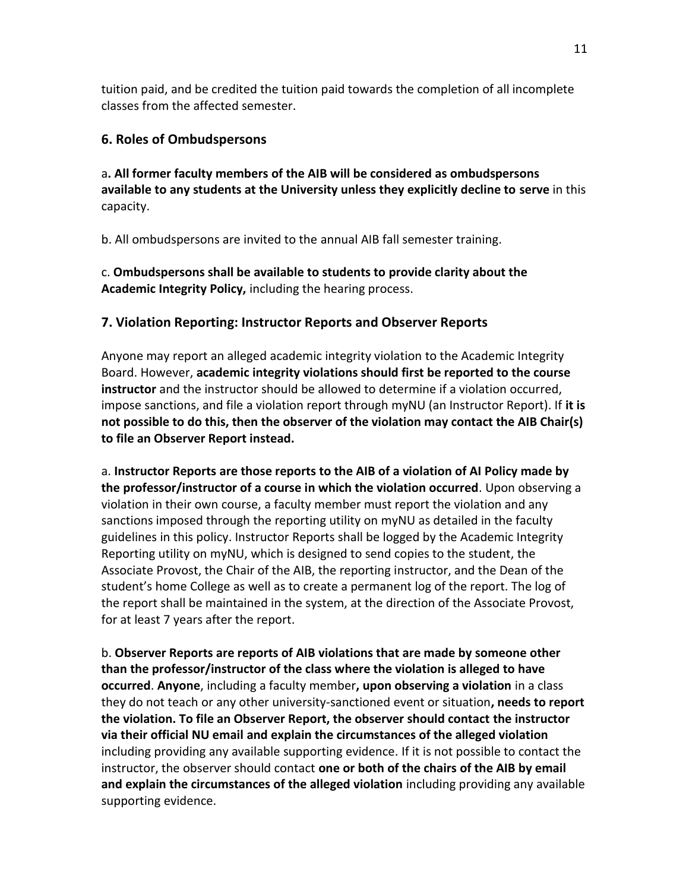tuition paid, and be credited the tuition paid towards the completion of all incomplete classes from the affected semester.

## 6. Roles of Ombudspersons

a**. All former faculty members of the AIB will be considered as ombudspersons available to any students at the University unless they explicitly decline to serve** in this capacity.

b. All ombudspersons are invited to the annual AIB fall semester training.

c. **Ombudspersons shall be available to students to provide clarity about the Academic Integrity Policy,** including the hearing process.

## 7. Violation Reporting: Instructor Reports and Observer Reports

Anyone may report an alleged academic integrity violation to the Academic Integrity Board. However, **academic integrity violations should first be reported to the course instructor** and the instructor should be allowed to determine if a violation occurred, impose sanctions, and file a violation report through myNU (an Instructor Report). If **it is not possible to do this, then the observer of the violation may contact the AIB Chair(s) to file an Observer Report instead.**

a. **Instructor Reports are those reports to the AIB of a violation of AI Policy made by the professor/instructor of a course in which the violation occurred**. Upon observing a violation in their own course, a faculty member must report the violation and any sanctions imposed through the reporting utility on myNU as detailed in the faculty guidelines in this policy. Instructor Reports shall be logged by the Academic Integrity Reporting utility on myNU, which is designed to send copies to the student, the Associate Provost, the Chair of the AIB, the reporting instructor, and the Dean of the student's home College as well as to create a permanent log of the report. The log of the report shall be maintained in the system, at the direction of the Associate Provost, for at least 7 years after the report.

b. **Observer Reports are reports of AIB violations that are made by someone other than the professor/instructor of the class where the violation is alleged to have occurred**. **Anyone**, including a faculty member**, upon observing a violation** in a class they do not teach or any other university-sanctioned event or situation**, needs to report the violation. To file an Observer Report, the observer should contact the instructor via their official NU email and explain the circumstances of the alleged violation** including providing any available supporting evidence. If it is not possible to contact the instructor, the observer should contact **one or both of the chairs of the AIB by email and explain the circumstances of the alleged violation** including providing any available supporting evidence.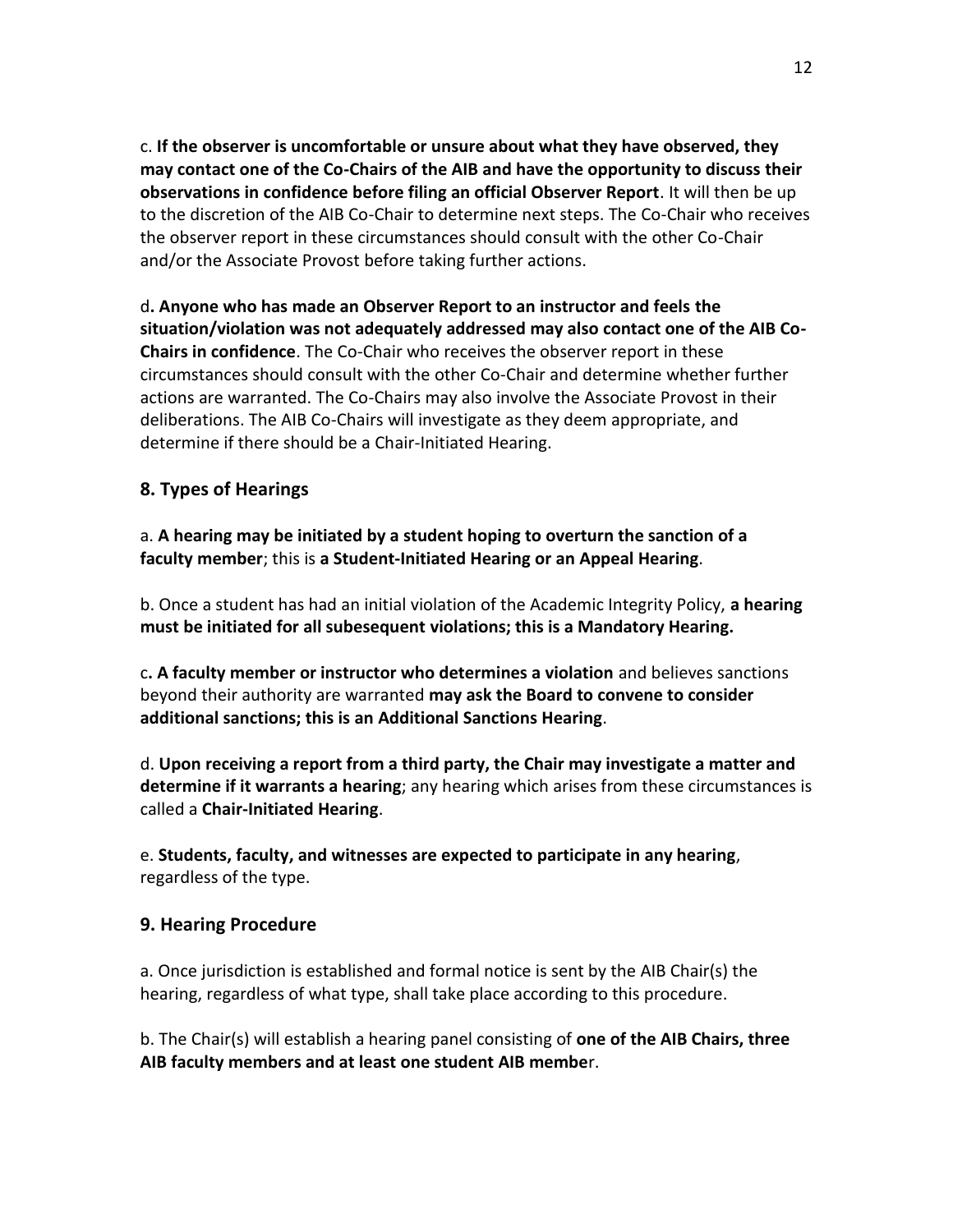c. **If the observer is uncomfortable or unsure about what they have observed, they may contact one of the Co-Chairs of the AIB and have the opportunity to discuss their observations in confidence before filing an official Observer Report**. It will then be up to the discretion of the AIB Co-Chair to determine next steps. The Co-Chair who receives the observer report in these circumstances should consult with the other Co-Chair and/or the Associate Provost before taking further actions.

d**. Anyone who has made an Observer Report to an instructor and feels the situation/violation was not adequately addressed may also contact one of the AIB Co-Chairs in confidence**. The Co-Chair who receives the observer report in these circumstances should consult with the other Co-Chair and determine whether further actions are warranted. The Co-Chairs may also involve the Associate Provost in their deliberations. The AIB Co-Chairs will investigate as they deem appropriate, and determine if there should be a Chair-Initiated Hearing.

## 8. Types of Hearings

a. **A hearing may be initiated by a student hoping to overturn the sanction of a faculty member**; this is **a Student-Initiated Hearing or an Appeal Hearing**.

b. Once a student has had an initial violation of the Academic Integrity Policy, **a hearing must be initiated for all subesequent violations; this is a Mandatory Hearing.**

c**. A faculty member or instructor who determines a violation** and believes sanctions beyond their authority are warranted **may ask the Board to convene to consider additional sanctions; this is an Additional Sanctions Hearing**.

d. **Upon receiving a report from a third party, the Chair may investigate a matter and determine if it warrants a hearing**; any hearing which arises from these circumstances is called a **Chair-Initiated Hearing**.

e. **Students, faculty, and witnesses are expected to participate in any hearing**, regardless of the type.

## 9. Hearing Procedure

a. Once jurisdiction is established and formal notice is sent by the AIB Chair(s) the hearing, regardless of what type, shall take place according to this procedure.

b. The Chair(s) will establish a hearing panel consisting of **one of the AIB Chairs, three AIB faculty members and at least one student AIB membe**r.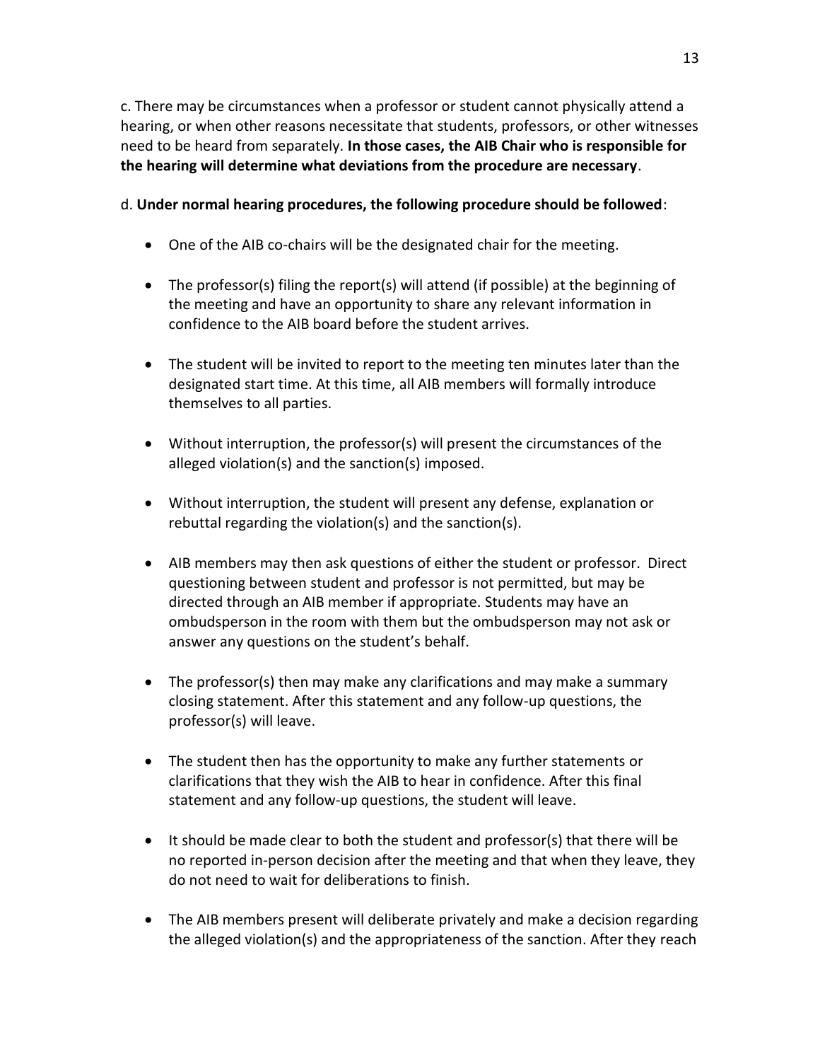c. There may be circumstances when a professor or student cannot physically attend a hearing, or when other reasons necessitate that students, professors, or other witnesses need to be heard from separately. **In those cases, the AIB Chair who is responsible for the hearing will determine what deviations from the procedure are necessary**.

d. **Under normal hearing procedures, the following procedure should be followed**:

- One of the AIB co-chairs will be the designated chair for the meeting.
- The professor(s) filing the report(s) will attend (if possible) at the beginning of the meeting and have an opportunity to share any relevant information in confidence to the AIB board before the student arrives.
- The student will be invited to report to the meeting ten minutes later than the designated start time. At this time, all AIB members will formally introduce themselves to all parties.
- Without interruption, the professor(s) will present the circumstances of the alleged violation(s) and the sanction(s) imposed.
- Without interruption, the student will present any defense, explanation or rebuttal regarding the violation(s) and the sanction(s).
- AIB members may then ask questions of either the student or professor. Direct questioning between student and professor is not permitted, but may be directed through an AIB member if appropriate. Students may have an ombudsperson in the room with them but the ombudsperson may not ask or answer any questions on the student's behalf.
- The professor(s) then may make any clarifications and may make a summary closing statement. After this statement and any follow-up questions, the professor(s) will leave.
- The student then has the opportunity to make any further statements or clarifications that they wish the AIB to hear in confidence. After this final statement and any follow-up questions, the student will leave.
- It should be made clear to both the student and professor(s) that there will be no reported in-person decision after the meeting and that when they leave, they do not need to wait for deliberations to finish.
- The AIB members present will deliberate privately and make a decision regarding the alleged violation(s) and the appropriateness of the sanction. After they reach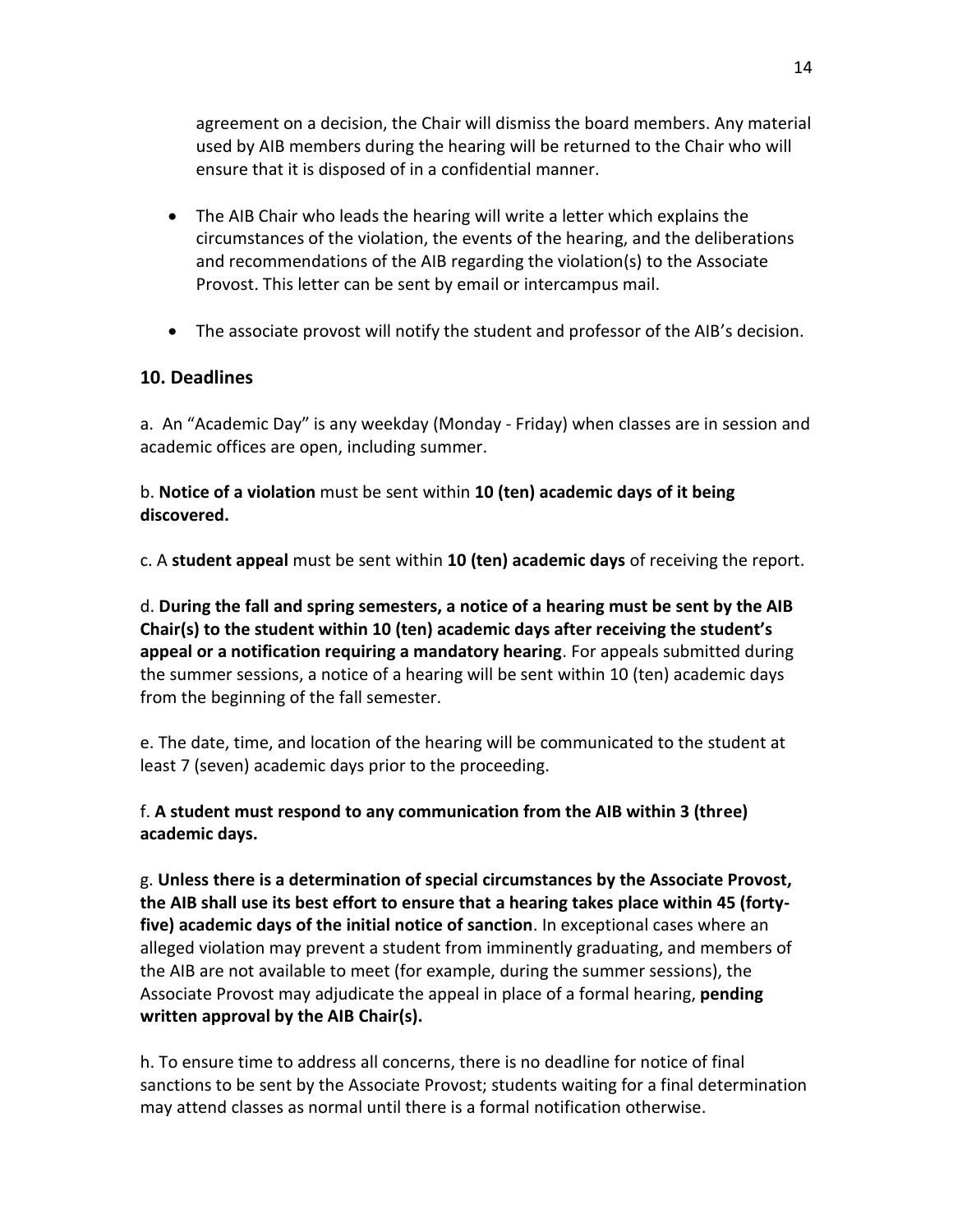agreement on a decision, the Chair will dismiss the board members. Any material used by AIB members during the hearing will be returned to the Chair who will ensure that it is disposed of in a confidential manner.

- The AIB Chair who leads the hearing will write a letter which explains the circumstances of the violation, the events of the hearing, and the deliberations and recommendations of the AIB regarding the violation(s) to the Associate Provost. This letter can be sent by email or intercampus mail.

- The associate provost will notify the student and professor of the AIB's decision.

## 10. Deadlines

a. An "Academic Day" is any weekday (Monday - Friday) when classes are in session and academic offices are open, including summer.

b. **Notice of a violation** must be sent within **10 (ten) academic days of it being discovered.**

c. A **student appeal** must be sent within **10 (ten) academic days** of receiving the report.

d. **During the fall and spring semesters, a notice of a hearing must be sent by the AIB Chair(s) to the student within 10 (ten) academic days after receiving the student's appeal or a notification requiring a mandatory hearing**. For appeals submitted during the summer sessions, a notice of a hearing will be sent within 10 (ten) academic days from the beginning of the fall semester.

e. The date, time, and location of the hearing will be communicated to the student at least 7 (seven) academic days prior to the proceeding.

f. **A student must respond to any communication from the AIB within 3 (three) academic days.**

g. **Unless there is a determination of special circumstances by the Associate Provost, the AIB shall use its best effort to ensure that a hearing takes place within 45 (forty-five) academic days of the initial notice of sanction**. In exceptional cases where an alleged violation may prevent a student from imminently graduating, and members of the AIB are not available to meet (for example, during the summer sessions), the Associate Provost may adjudicate the appeal in place of a formal hearing, **pending written approval by the AIB Chair(s).**

h. To ensure time to address all concerns, there is no deadline for notice of final sanctions to be sent by the Associate Provost; students waiting for a final determination may attend classes as normal until there is a formal notification otherwise.